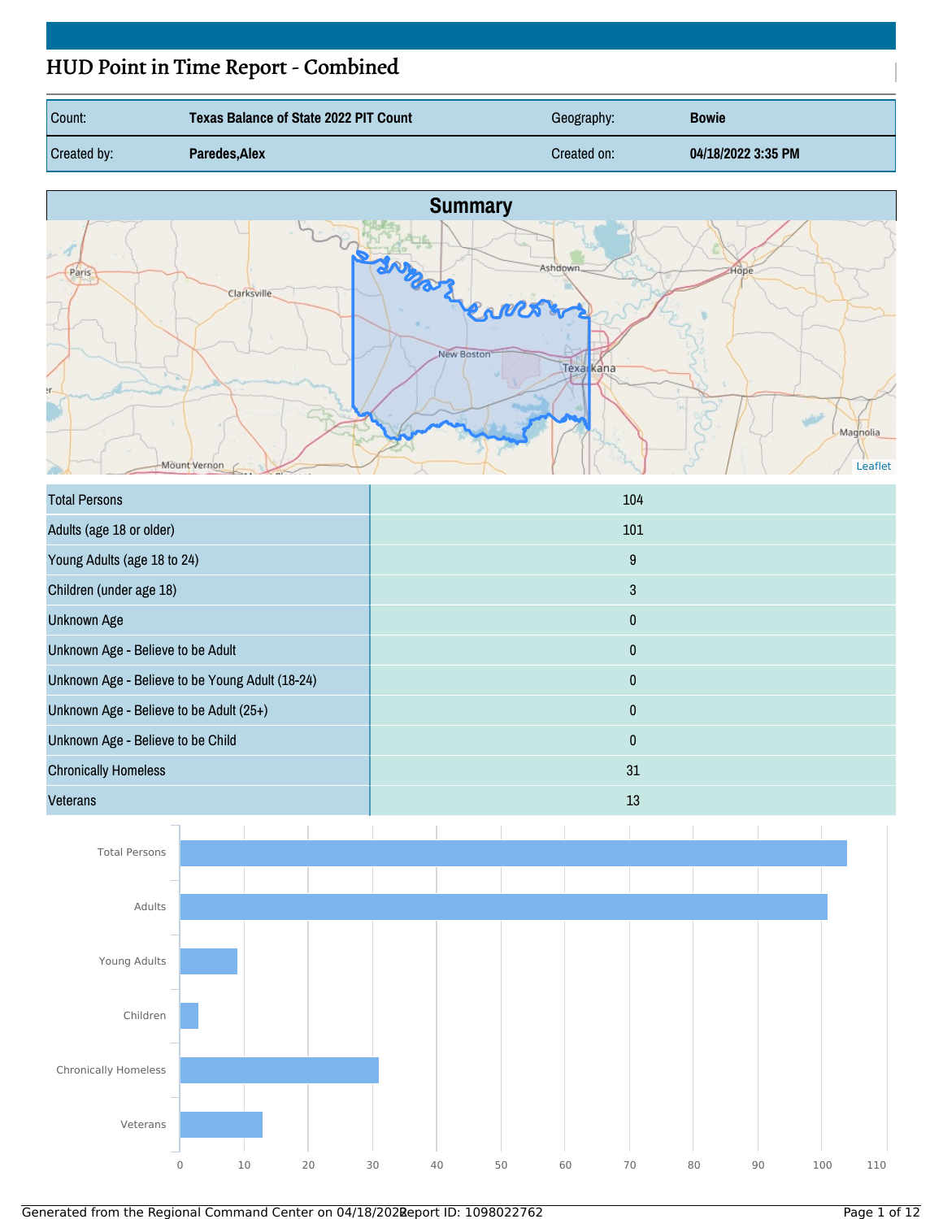# HUD Point in Time Report - Combined

| Count: | Texas Balance of State 2022 PIT Count | Geography: | Bowie |
|---|---|---|---|
| Created by: | Paredes,Alex | Created on: | 04/18/2022 3:35 PM |

## Summary

| | |
|---|---|
| Total Persons | 104 |
| Adults (age 18 or older) | 101 |
| Young Adults (age 18 to 24) | 9 |
| Children (under age 18) | 3 |
| Unknown Age | 0 |
| Unknown Age - Believe to be Adult | 0 |
| Unknown Age - Believe to be Young Adult (18-24) | 0 |
| Unknown Age - Believe to be Adult (25+) | 0 |
| Unknown Age - Believe to be Child | 0 |
| Chronically Homeless | 31 |
| Veterans | 13 |

Generated from the Regional Command Center on 04/18/2022 Report ID: 1098022762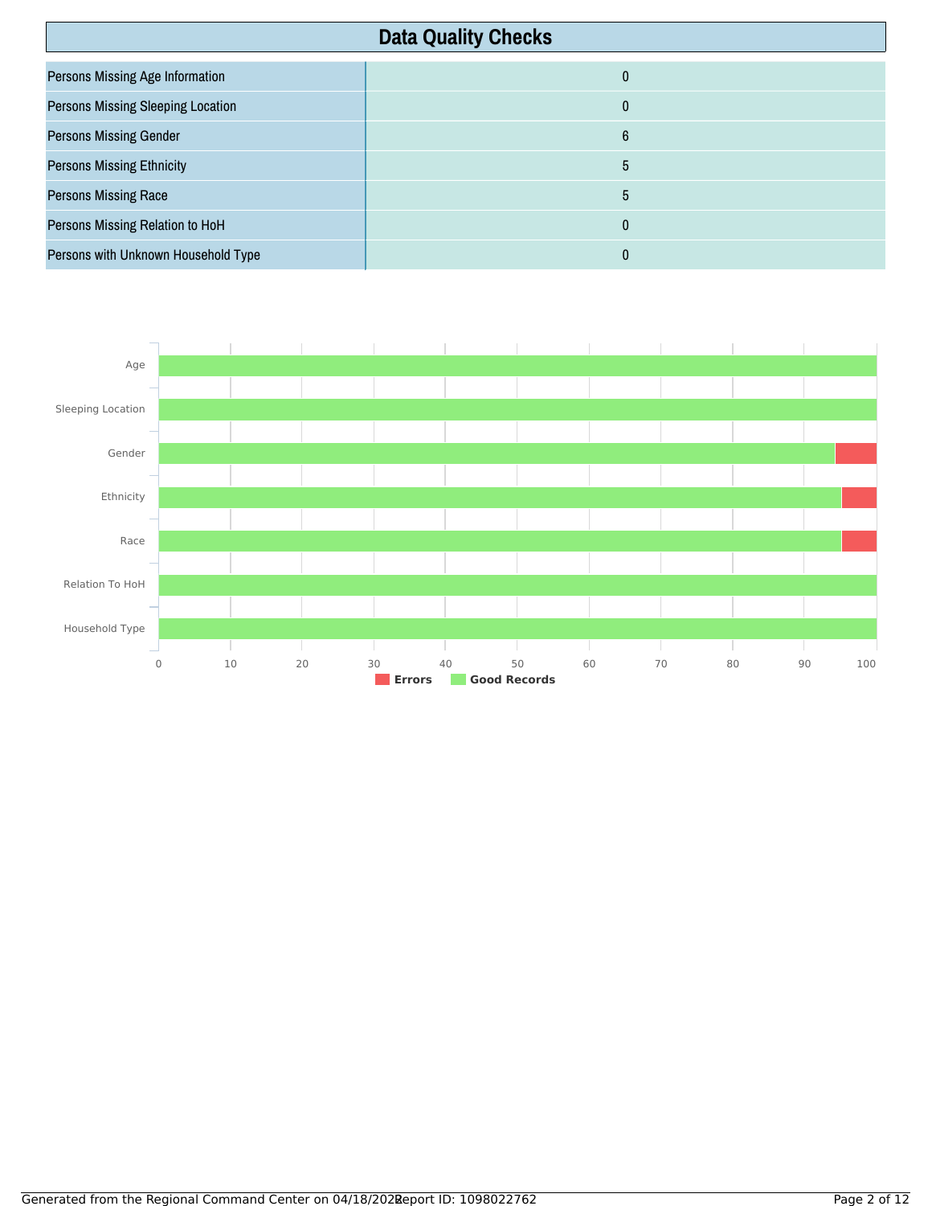## Data Quality Checks

| | |
|---|---|
| Persons Missing Age Information | 0 |
| Persons Missing Sleeping Location | 0 |
| Persons Missing Gender | 6 |
| Persons Missing Ethnicity | 5 |
| Persons Missing Race | 5 |
| Persons Missing Relation to HoH | 0 |
| Persons with Unknown Household Type | 0 |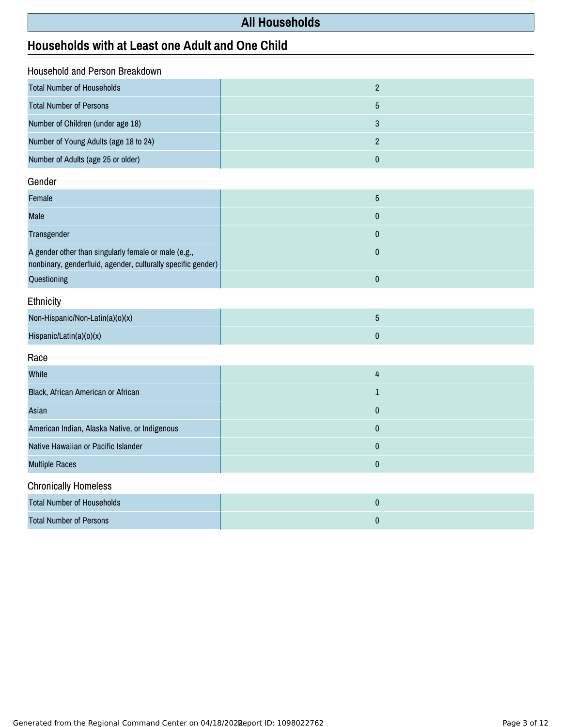# All Households

## Households with at Least one Adult and One Child

### Household and Person Breakdown

| | |
|---|---|
| Total Number of Households | 2 |
| Total Number of Persons | 5 |
| Number of Children (under age 18) | 3 |
| Number of Young Adults (age 18 to 24) | 2 |
| Number of Adults (age 25 or older) | 0 |

### Gender

| | |
|---|---|
| Female | 5 |
| Male | 0 |
| Transgender | 0 |
| A gender other than singularly female or male (e.g., nonbinary, genderfluid, agender, culturally specific gender) | 0 |
| Questioning | 0 |

### Ethnicity

| | |
|---|---|
| Non-Hispanic/Non-Latin(a)(o)(x) | 5 |
| Hispanic/Latin(a)(o)(x) | 0 |

### Race

| | |
|---|---|
| White | 4 |
| Black, African American or African | 1 |
| Asian | 0 |
| American Indian, Alaska Native, or Indigenous | 0 |
| Native Hawaiian or Pacific Islander | 0 |
| Multiple Races | 0 |

### Chronically Homeless

| | |
|---|---|
| Total Number of Households | 0 |
| Total Number of Persons | 0 |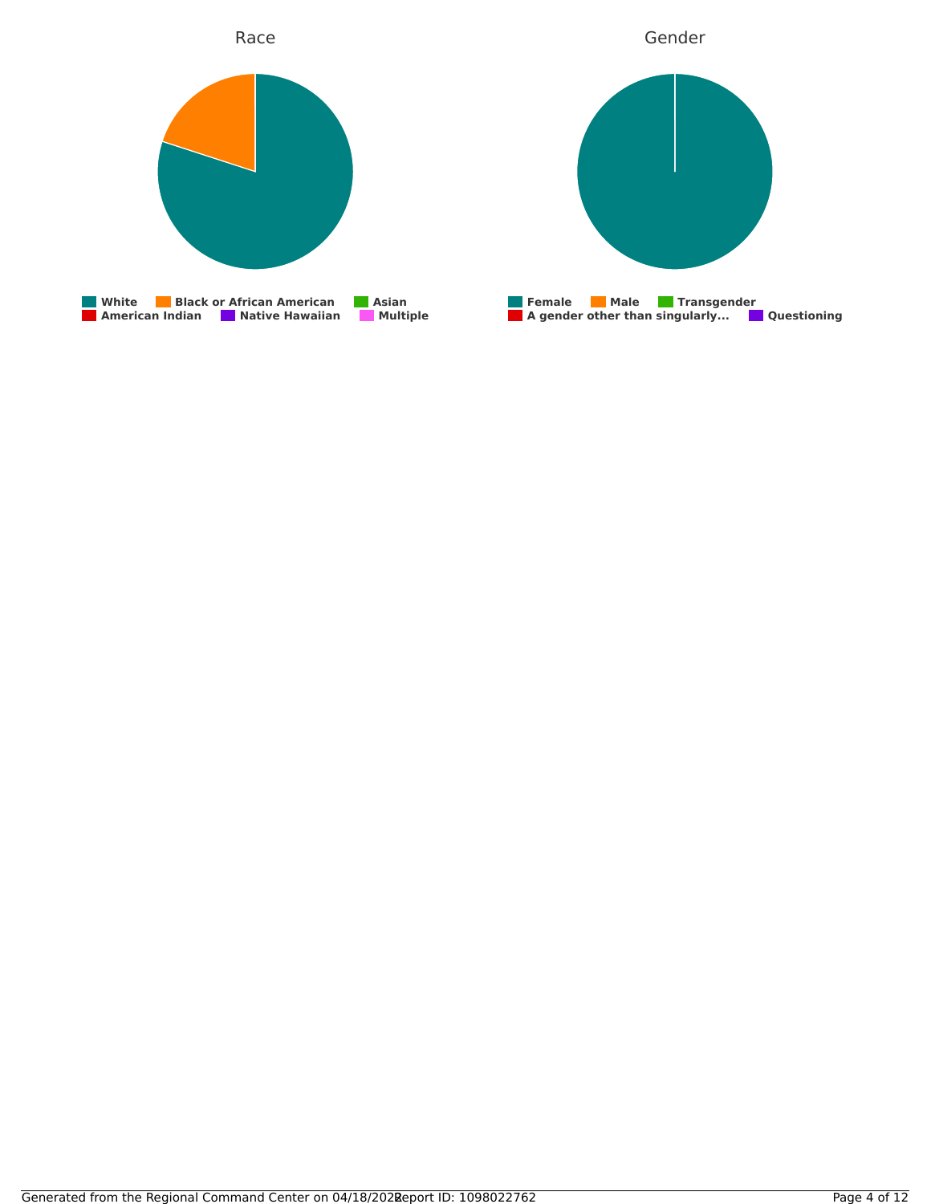## Race

White | Black or African American | Asian | American Indian | Native Hawaiian | Multiple

## Gender

Female | Male | Transgender | A gender other than singularly... | Questioning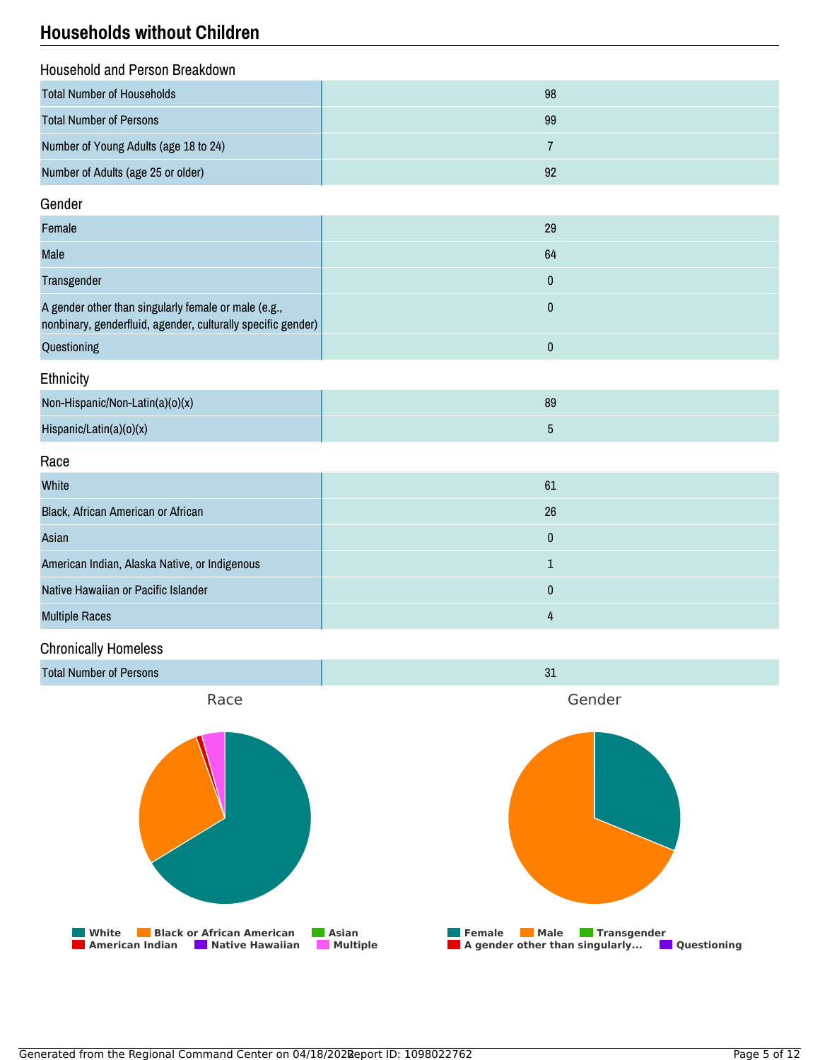## Households without Children

### Household and Person Breakdown

| | |
|---|---|
| Total Number of Households | 98 |
| Total Number of Persons | 99 |
| Number of Young Adults (age 18 to 24) | 7 |
| Number of Adults (age 25 or older) | 92 |

### Gender

| | |
|---|---|
| Female | 29 |
| Male | 64 |
| Transgender | 0 |
| A gender other than singularly female or male (e.g., nonbinary, genderfluid, agender, culturally specific gender) | 0 |
| Questioning | 0 |

### Ethnicity

| | |
|---|---|
| Non-Hispanic/Non-Latin(a)(o)(x) | 89 |
| Hispanic/Latin(a)(o)(x) | 5 |

### Race

| | |
|---|---|
| White | 61 |
| Black, African American or African | 26 |
| Asian | 0 |
| American Indian, Alaska Native, or Indigenous | 1 |
| Native Hawaiian or Pacific Islander | 0 |
| Multiple Races | 4 |

### Chronically Homeless

| | |
|---|---|
| Total Number of Persons | 31 |

Race

White | Black or African American | Asian | American Indian | Native Hawaiian | Multiple

Gender

Female | Male | Transgender | A gender other than singularly... | Questioning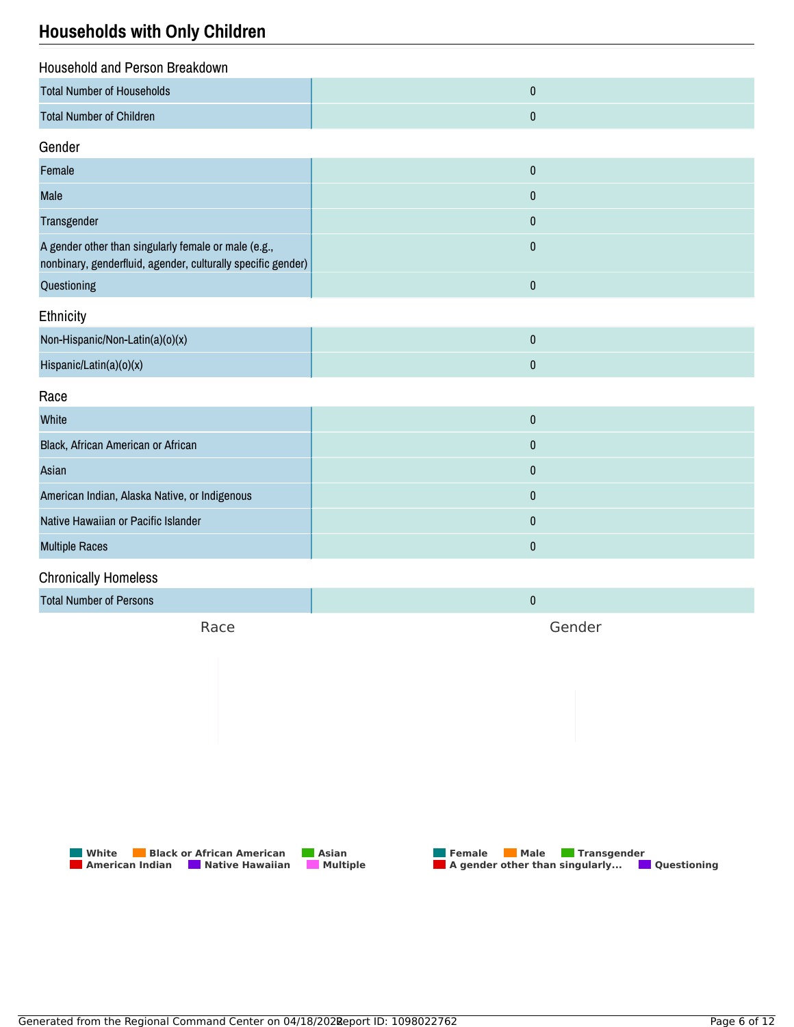## Households with Only Children

### Household and Person Breakdown

| | |
|---|---|
| Total Number of Households | 0 |
| Total Number of Children | 0 |

### Gender

| | |
|---|---|
| Female | 0 |
| Male | 0 |
| Transgender | 0 |
| A gender other than singularly female or male (e.g., nonbinary, genderfluid, agender, culturally specific gender) | 0 |
| Questioning | 0 |

### Ethnicity

| | |
|---|---|
| Non-Hispanic/Non-Latin(a)(o)(x) | 0 |
| Hispanic/Latin(a)(o)(x) | 0 |

### Race

| | |
|---|---|
| White | 0 |
| Black, African American or African | 0 |
| Asian | 0 |
| American Indian, Alaska Native, or Indigenous | 0 |
| Native Hawaiian or Pacific Islander | 0 |
| Multiple Races | 0 |

### Chronically Homeless

| | |
|---|---|
| Total Number of Persons | 0 |

Race

White, Black or African American, Asian, American Indian, Native Hawaiian, Multiple

Gender

Female, Male, Transgender, A gender other than singularly..., Questioning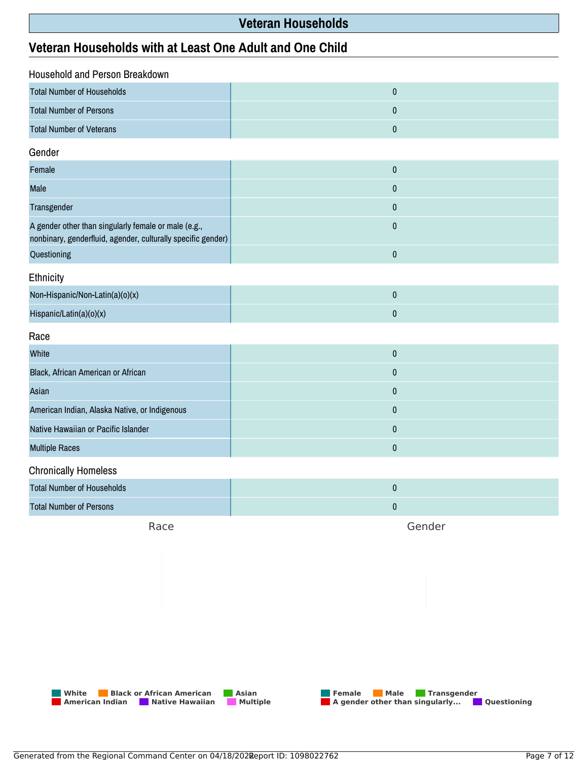# Veteran Households

## Veteran Households with at Least One Adult and One Child

### Household and Person Breakdown

| | |
|---|---|
| Total Number of Households | 0 |
| Total Number of Persons | 0 |
| Total Number of Veterans | 0 |

### Gender

| | |
|---|---|
| Female | 0 |
| Male | 0 |
| Transgender | 0 |
| A gender other than singularly female or male (e.g., nonbinary, genderfluid, agender, culturally specific gender) | 0 |
| Questioning | 0 |

### Ethnicity

| | |
|---|---|
| Non-Hispanic/Non-Latin(a)(o)(x) | 0 |
| Hispanic/Latin(a)(o)(x) | 0 |

### Race

| | |
|---|---|
| White | 0 |
| Black, African American or African | 0 |
| Asian | 0 |
| American Indian, Alaska Native, or Indigenous | 0 |
| Native Hawaiian or Pacific Islander | 0 |
| Multiple Races | 0 |

### Chronically Homeless

| | |
|---|---|
| Total Number of Households | 0 |
| Total Number of Persons | 0 |

Race

White, Black or African American, Asian, American Indian, Native Hawaiian, Multiple

Gender

Female, Male, Transgender, A gender other than singularly..., Questioning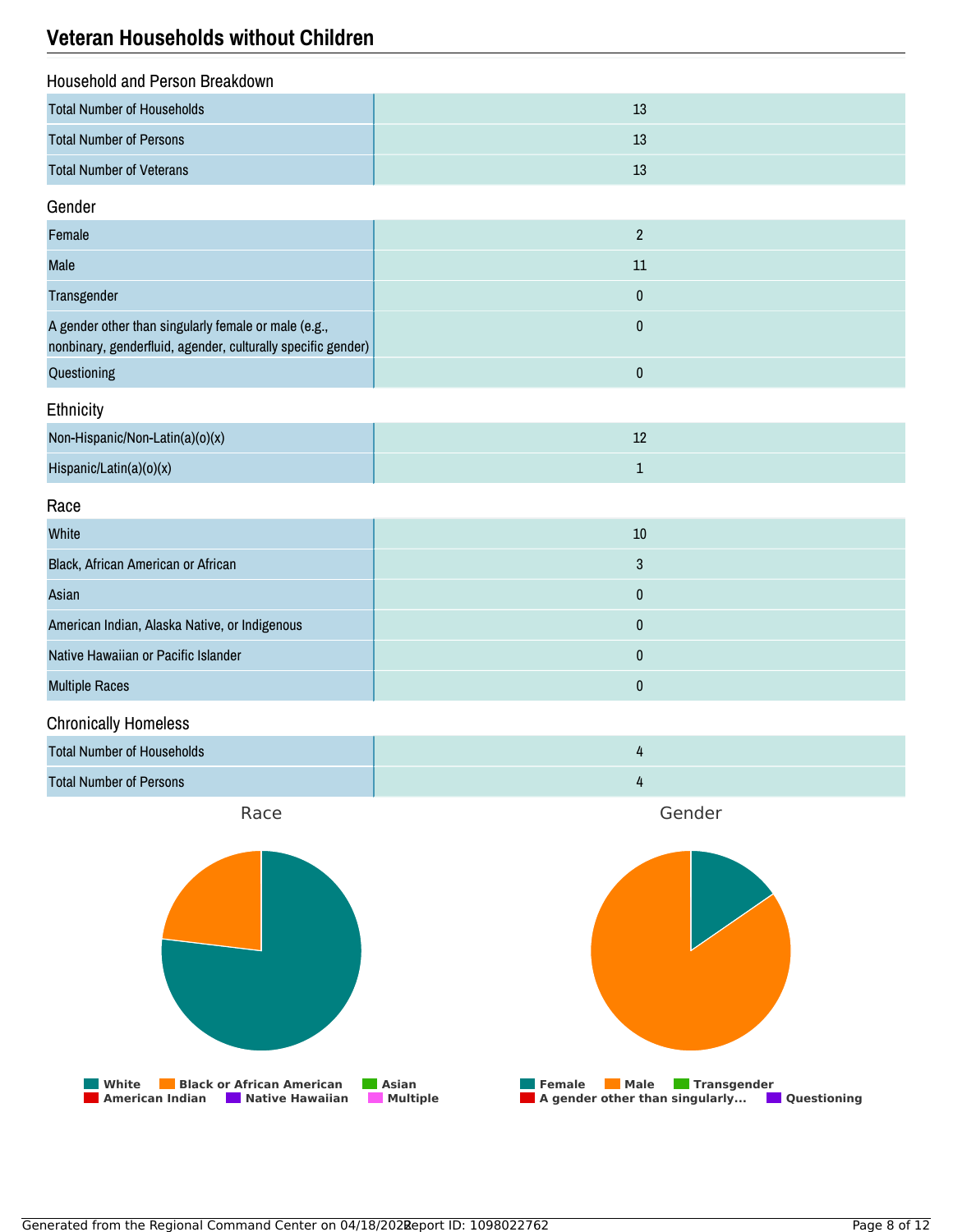## Veteran Households without Children

### Household and Person Breakdown

| | |
|---|---|
| Total Number of Households | 13 |
| Total Number of Persons | 13 |
| Total Number of Veterans | 13 |

### Gender

| | |
|---|---|
| Female | 2 |
| Male | 11 |
| Transgender | 0 |
| A gender other than singularly female or male (e.g., nonbinary, genderfluid, agender, culturally specific gender) | 0 |
| Questioning | 0 |

### Ethnicity

| | |
|---|---|
| Non-Hispanic/Non-Latin(a)(o)(x) | 12 |
| Hispanic/Latin(a)(o)(x) | 1 |

### Race

| | |
|---|---|
| White | 10 |
| Black, African American or African | 3 |
| Asian | 0 |
| American Indian, Alaska Native, or Indigenous | 0 |
| Native Hawaiian or Pacific Islander | 0 |
| Multiple Races | 0 |

### Chronically Homeless

| | |
|---|---|
| Total Number of Households | 4 |
| Total Number of Persons | 4 |

Race

White | Black or African American | Asian | American Indian | Native Hawaiian | Multiple

Gender

Female | Male | Transgender | A gender other than singularly... | Questioning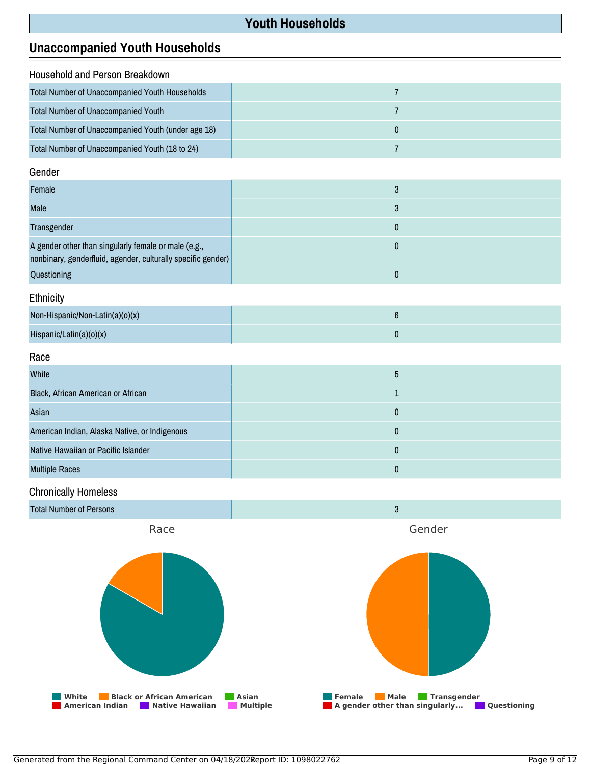# Youth Households

## Unaccompanied Youth Households

### Household and Person Breakdown

| | |
|---|---|
| Total Number of Unaccompanied Youth Households | 7 |
| Total Number of Unaccompanied Youth | 7 |
| Total Number of Unaccompanied Youth (under age 18) | 0 |
| Total Number of Unaccompanied Youth (18 to 24) | 7 |

### Gender

| | |
|---|---|
| Female | 3 |
| Male | 3 |
| Transgender | 0 |
| A gender other than singularly female or male (e.g., nonbinary, genderfluid, agender, culturally specific gender) | 0 |
| Questioning | 0 |

### Ethnicity

| | |
|---|---|
| Non-Hispanic/Non-Latin(a)(o)(x) | 6 |
| Hispanic/Latin(a)(o)(x) | 0 |

### Race

| | |
|---|---|
| White | 5 |
| Black, African American or African | 1 |
| Asian | 0 |
| American Indian, Alaska Native, or Indigenous | 0 |
| Native Hawaiian or Pacific Islander | 0 |
| Multiple Races | 0 |

### Chronically Homeless

| | |
|---|---|
| Total Number of Persons | 3 |

Race

White | Black or African American | Asian | American Indian | Native Hawaiian | Multiple

Gender

Female | Male | Transgender | A gender other than singularly... | Questioning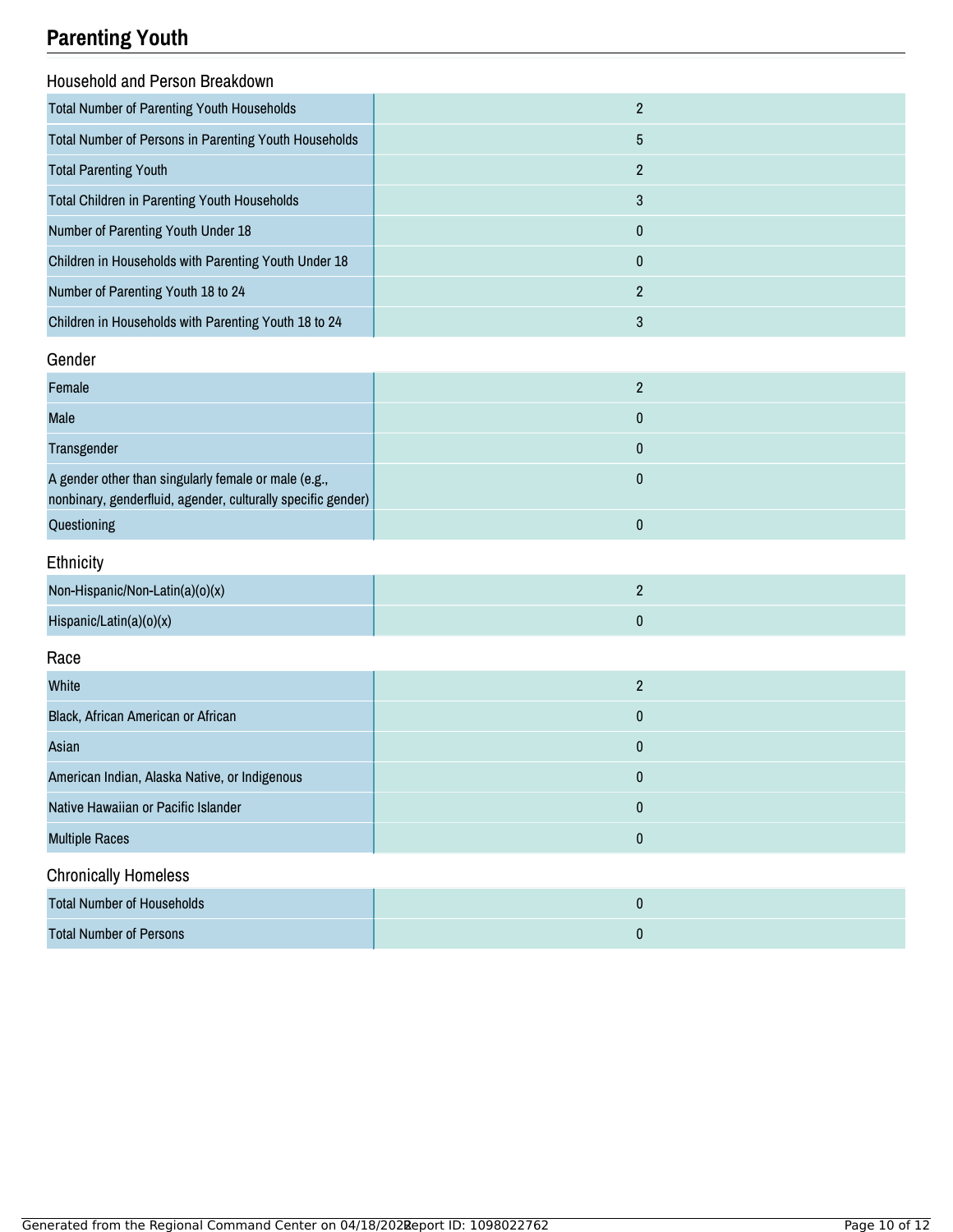# Parenting Youth

## Household and Person Breakdown

| | |
|---|---|
| Total Number of Parenting Youth Households | 2 |
| Total Number of Persons in Parenting Youth Households | 5 |
| Total Parenting Youth | 2 |
| Total Children in Parenting Youth Households | 3 |
| Number of Parenting Youth Under 18 | 0 |
| Children in Households with Parenting Youth Under 18 | 0 |
| Number of Parenting Youth 18 to 24 | 2 |
| Children in Households with Parenting Youth 18 to 24 | 3 |

## Gender

| | |
|---|---|
| Female | 2 |
| Male | 0 |
| Transgender | 0 |
| A gender other than singularly female or male (e.g., nonbinary, genderfluid, agender, culturally specific gender) | 0 |
| Questioning | 0 |

## Ethnicity

| | |
|---|---|
| Non-Hispanic/Non-Latin(a)(o)(x) | 2 |
| Hispanic/Latin(a)(o)(x) | 0 |

## Race

| | |
|---|---|
| White | 2 |
| Black, African American or African | 0 |
| Asian | 0 |
| American Indian, Alaska Native, or Indigenous | 0 |
| Native Hawaiian or Pacific Islander | 0 |
| Multiple Races | 0 |

## Chronically Homeless

| | |
|---|---|
| Total Number of Households | 0 |
| Total Number of Persons | 0 |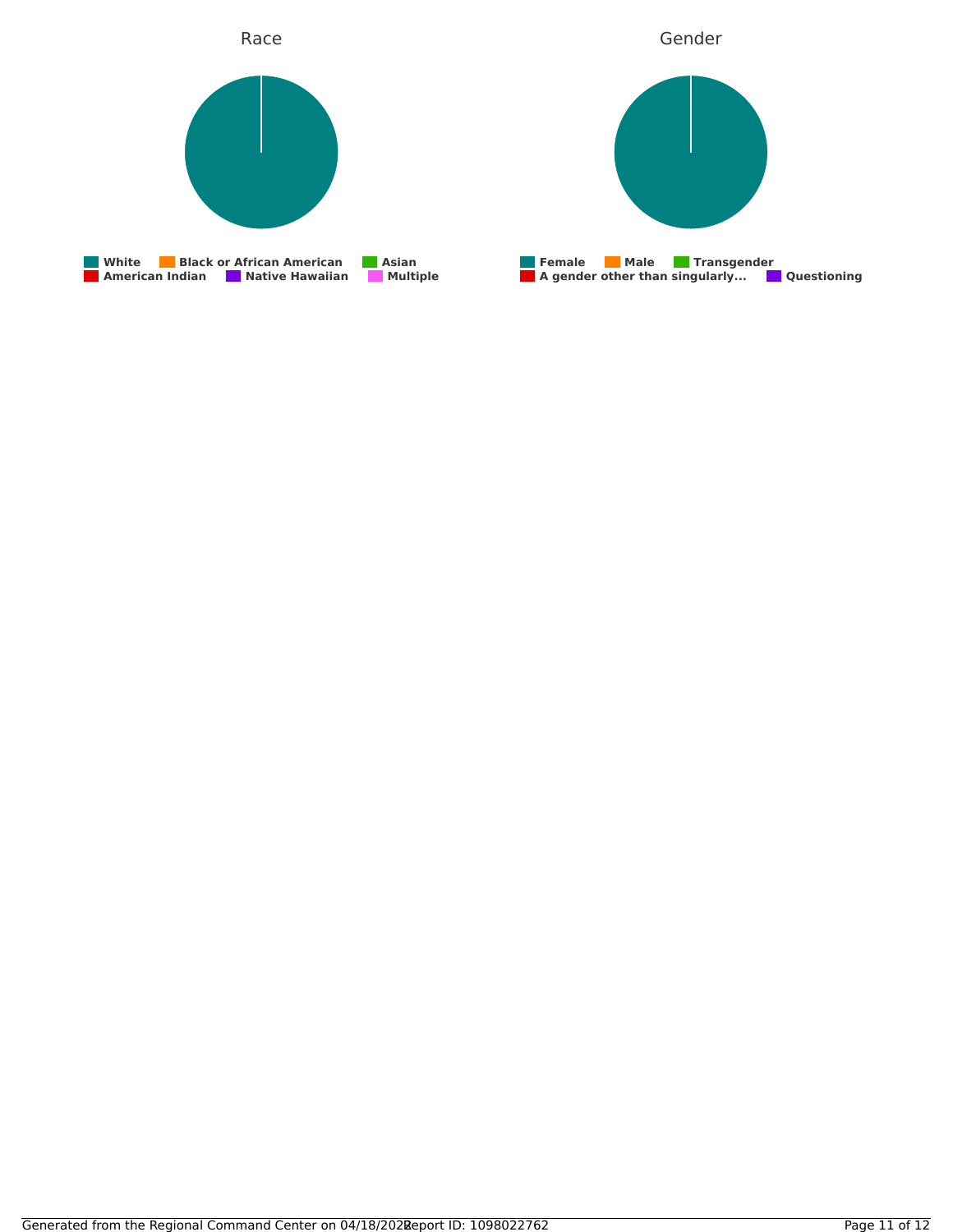## Race

White | Black or African American | Asian | American Indian | Native Hawaiian | Multiple

## Gender

Female | Male | Transgender | A gender other than singularly... | Questioning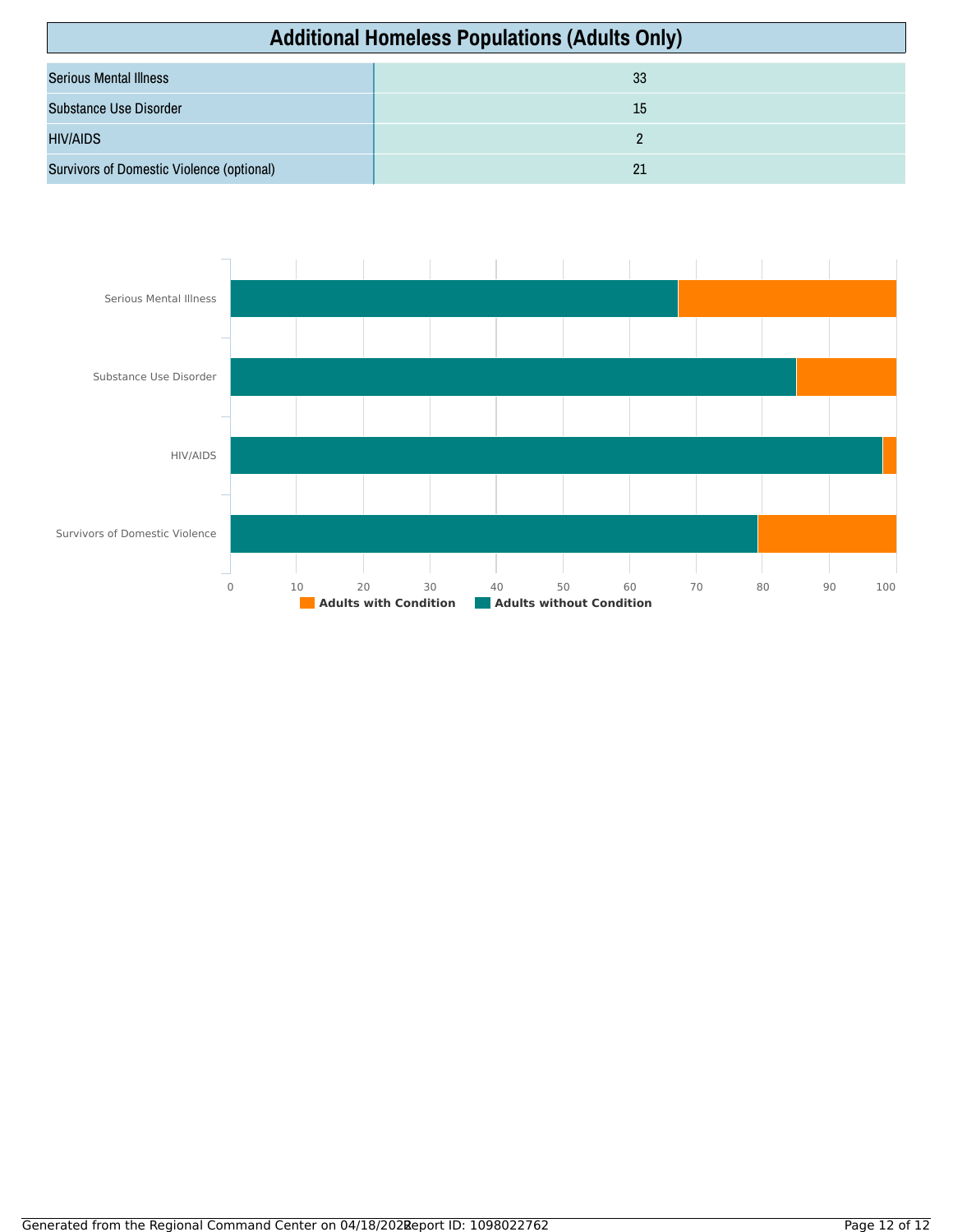## Additional Homeless Populations (Adults Only)

| | |
|---|---|
| Serious Mental Illness | 33 |
| Substance Use Disorder | 15 |
| HIV/AIDS | 2 |
| Survivors of Domestic Violence (optional) | 21 |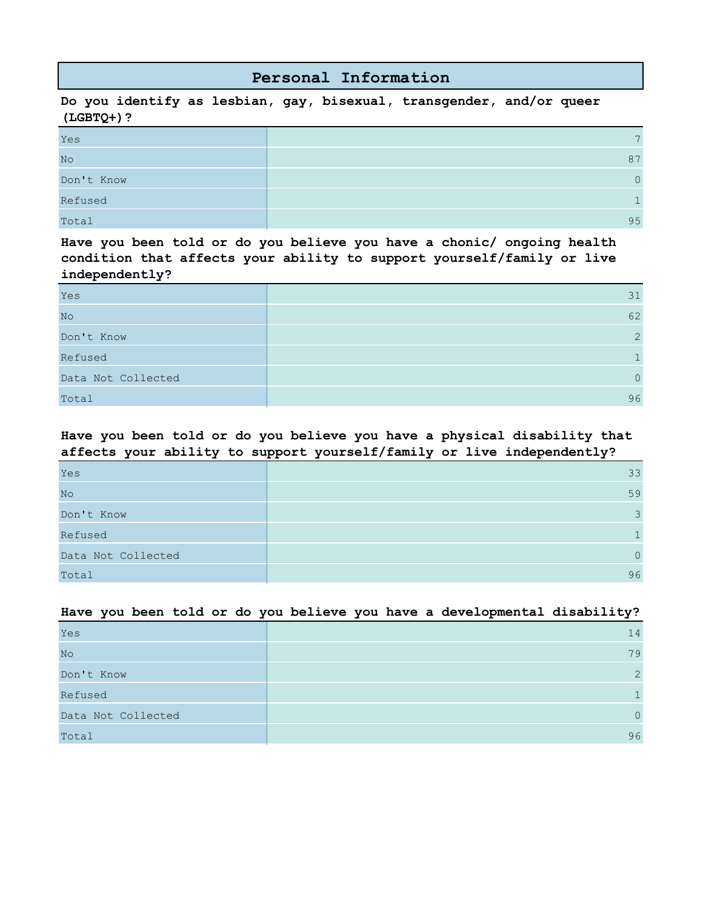# Personal Information

**Do you identify as lesbian, gay, bisexual, transgender, and/or queer (LGBTQ+)?**

| | |
|---|---|
| Yes | 7 |
| No | 87 |
| Don't Know | 0 |
| Refused | 1 |
| Total | 95 |

**Have you been told or do you believe you have a chonic/ ongoing health condition that affects your ability to support yourself/family or live independently?**

| | |
|---|---|
| Yes | 31 |
| No | 62 |
| Don't Know | 2 |
| Refused | 1 |
| Data Not Collected | 0 |
| Total | 96 |

**Have you been told or do you believe you have a physical disability that affects your ability to support yourself/family or live independently?**

| | |
|---|---|
| Yes | 33 |
| No | 59 |
| Don't Know | 3 |
| Refused | 1 |
| Data Not Collected | 0 |
| Total | 96 |

**Have you been told or do you believe you have a developmental disability?**

| | |
|---|---|
| Yes | 14 |
| No | 79 |
| Don't Know | 2 |
| Refused | 1 |
| Data Not Collected | 0 |
| Total | 96 |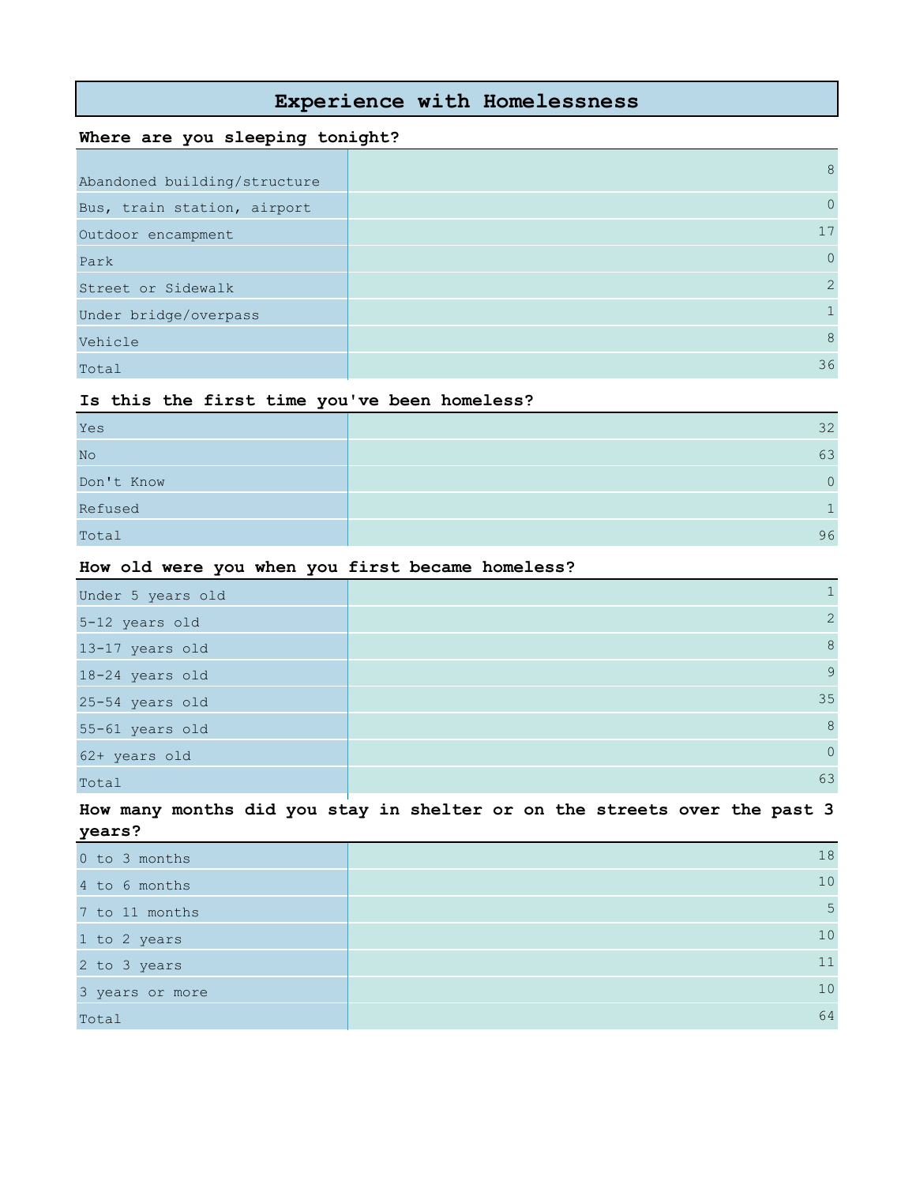# Experience with Homelessness

**Where are you sleeping tonight?**

| | |
|---|---|
| Abandoned building/structure | 8 |
| Bus, train station, airport | 0 |
| Outdoor encampment | 17 |
| Park | 0 |
| Street or Sidewalk | 2 |
| Under bridge/overpass | 1 |
| Vehicle | 8 |
| Total | 36 |

**Is this the first time you've been homeless?**

| | |
|---|---|
| Yes | 32 |
| No | 63 |
| Don't Know | 0 |
| Refused | 1 |
| Total | 96 |

**How old were you when you first became homeless?**

| | |
|---|---|
| Under 5 years old | 1 |
| 5-12 years old | 2 |
| 13-17 years old | 8 |
| 18-24 years old | 9 |
| 25-54 years old | 35 |
| 55-61 years old | 8 |
| 62+ years old | 0 |
| Total | 63 |

**How many months did you stay in shelter or on the streets over the past 3 years?**

| | |
|---|---|
| 0 to 3 months | 18 |
| 4 to 6 months | 10 |
| 7 to 11 months | 5 |
| 1 to 2 years | 10 |
| 2 to 3 years | 11 |
| 3 years or more | 10 |
| Total | 64 |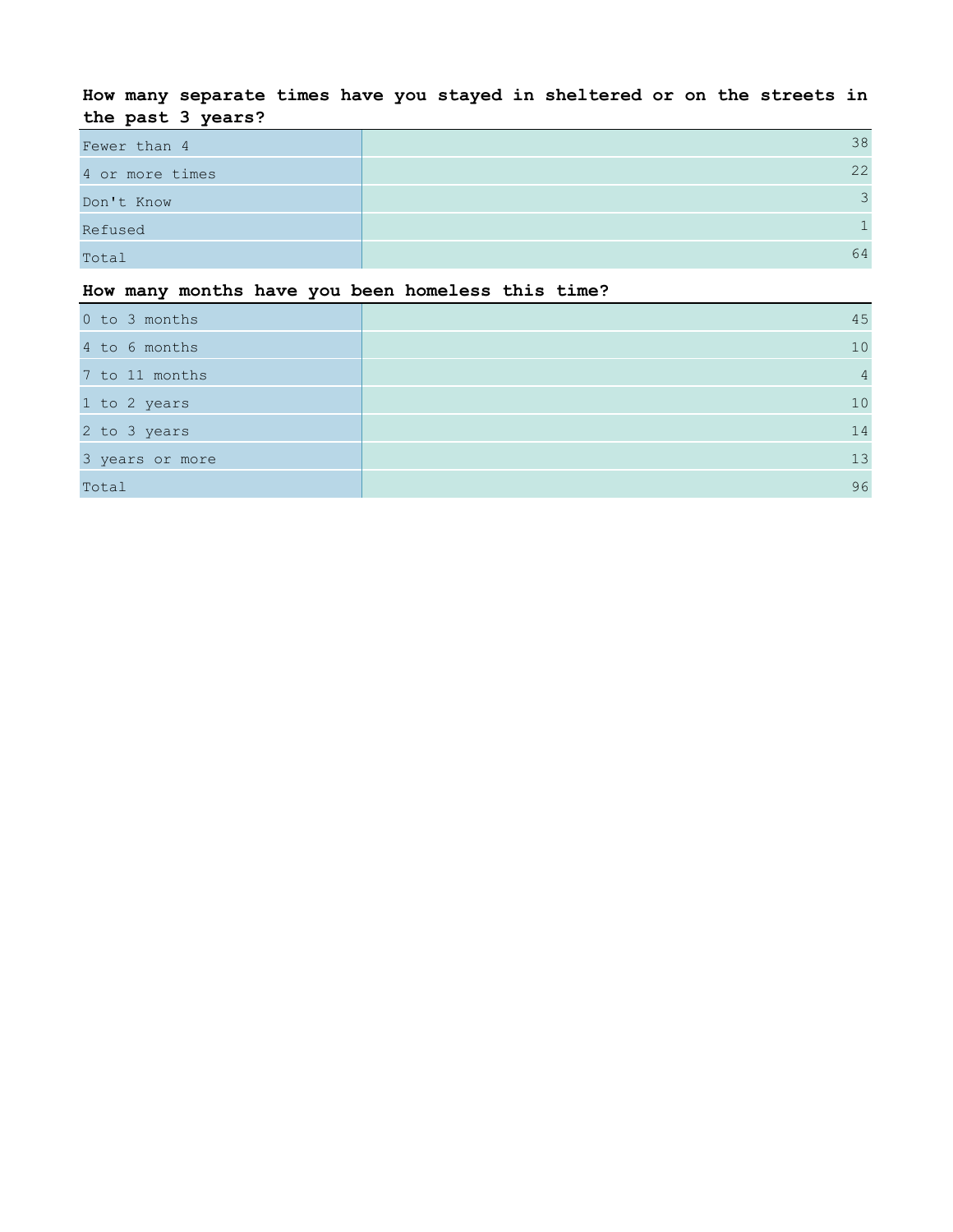**How many separate times have you stayed in sheltered or on the streets in the past 3 years?**

| | |
|---|---|
| Fewer than 4 | 38 |
| 4 or more times | 22 |
| Don't Know | 3 |
| Refused | 1 |
| Total | 64 |

**How many months have you been homeless this time?**

| | |
|---|---|
| 0 to 3 months | 45 |
| 4 to 6 months | 10 |
| 7 to 11 months | 4 |
| 1 to 2 years | 10 |
| 2 to 3 years | 14 |
| 3 years or more | 13 |
| Total | 96 |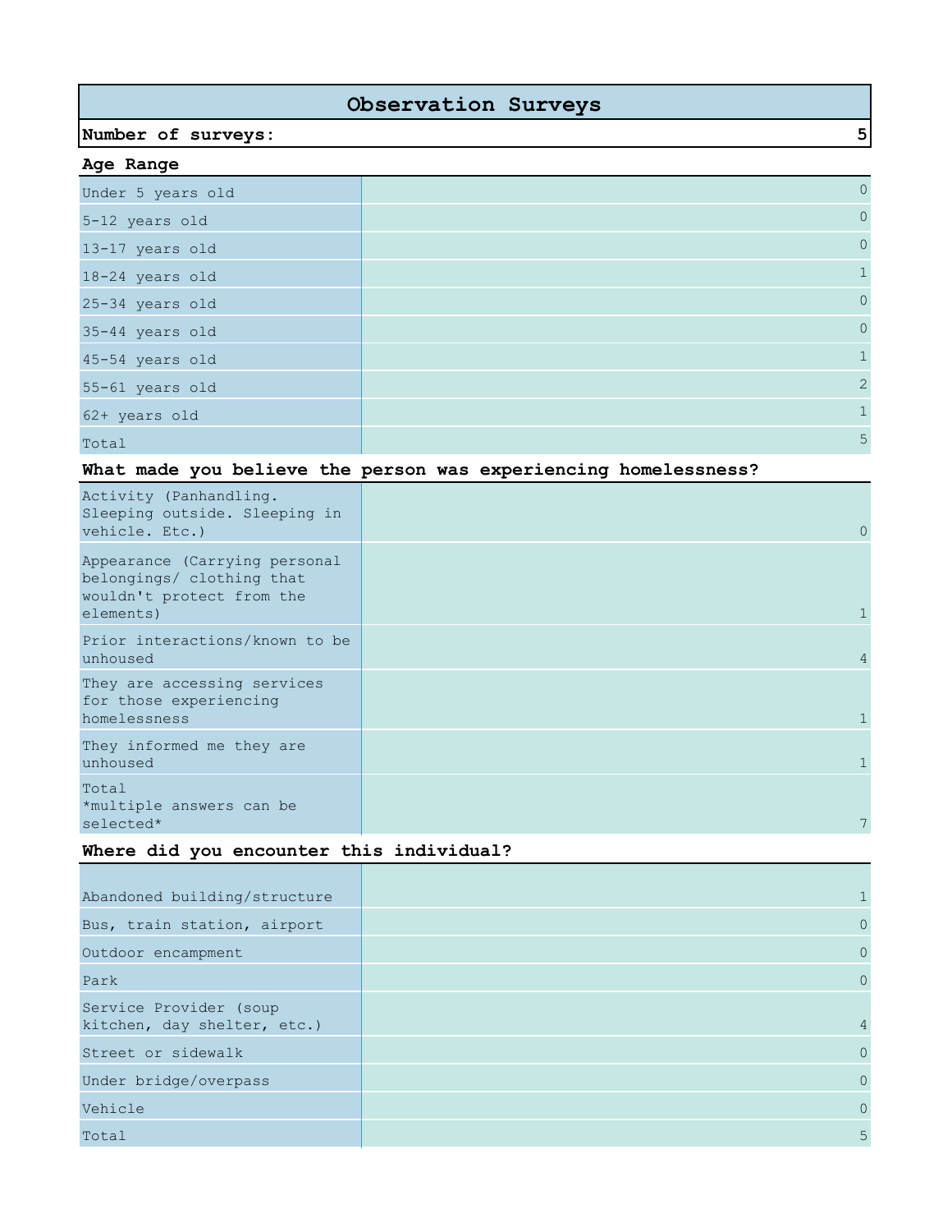# Observation Surveys

| Number of surveys: | 5 |
|---|---|

**Age Range**

| | |
|---|---|
| Under 5 years old | 0 |
| 5-12 years old | 0 |
| 13-17 years old | 0 |
| 18-24 years old | 1 |
| 25-34 years old | 0 |
| 35-44 years old | 0 |
| 45-54 years old | 1 |
| 55-61 years old | 2 |
| 62+ years old | 1 |
| Total | 5 |

**What made you believe the person was experiencing homelessness?**

| | |
|---|---|
| Activity (Panhandling. Sleeping outside. Sleeping in vehicle. Etc.) | 0 |
| Appearance (Carrying personal belongings/ clothing that wouldn't protect from the elements) | 1 |
| Prior interactions/known to be unhoused | 4 |
| They are accessing services for those experiencing homelessness | 1 |
| They informed me they are unhoused | 1 |
| Total *multiple answers can be selected* | 7 |

**Where did you encounter this individual?**

| | |
|---|---|
| Abandoned building/structure | 1 |
| Bus, train station, airport | 0 |
| Outdoor encampment | 0 |
| Park | 0 |
| Service Provider (soup kitchen, day shelter, etc.) | 4 |
| Street or sidewalk | 0 |
| Under bridge/overpass | 0 |
| Vehicle | 0 |
| Total | 5 |